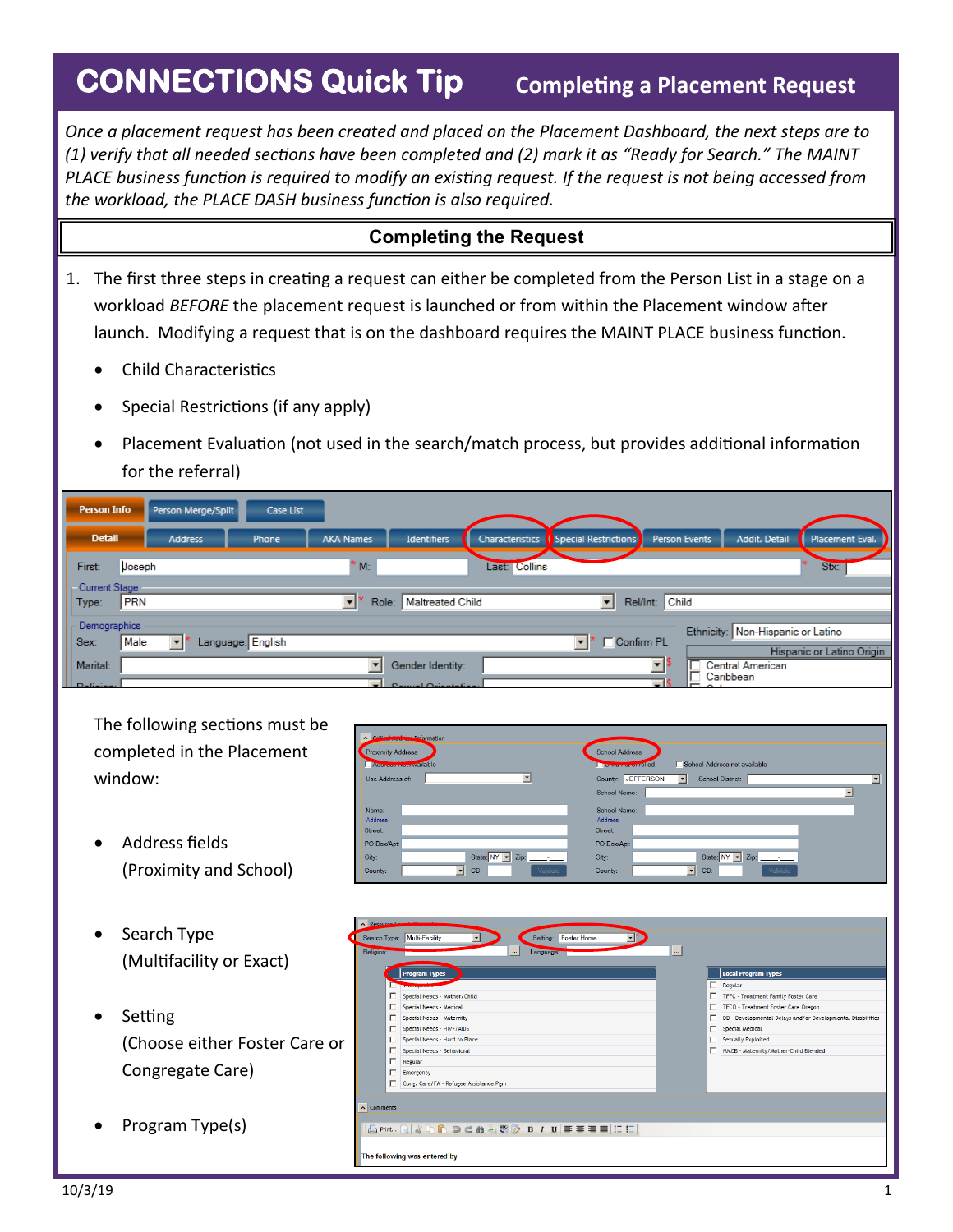# CONNECTIONS Quick Tip — Completing a Placement Request

*Once a placement request has been created and placed on the Placement Dashboard, the next steps are to (1) verify that all needed sections have been completed and (2) mark it as "Ready for Search." The MAINT PLACE business function is required to modify an existing request. If the request is not being accessed from the workload, the PLACE DASH business function is also required.*

## Completing the Request

1. The first three steps in creating a request can either be completed from the Person List in a stage on a workload *BEFORE* the placement request is launched or from within the Placement window after launch. Modifying a request that is on the dashboard requires the MAINT PLACE business function.
   - Child Characteristics
   - Special Restrictions (if any apply)
   - Placement Evaluation (not used in the search/match process, but provides additional information for the referral)

The following sections must be completed in the Placement window:

- Address fields (Proximity and School)
- Search Type (Multifacility or Exact)
- Setting (Choose either Foster Care or Congregate Care)
- Program Type(s)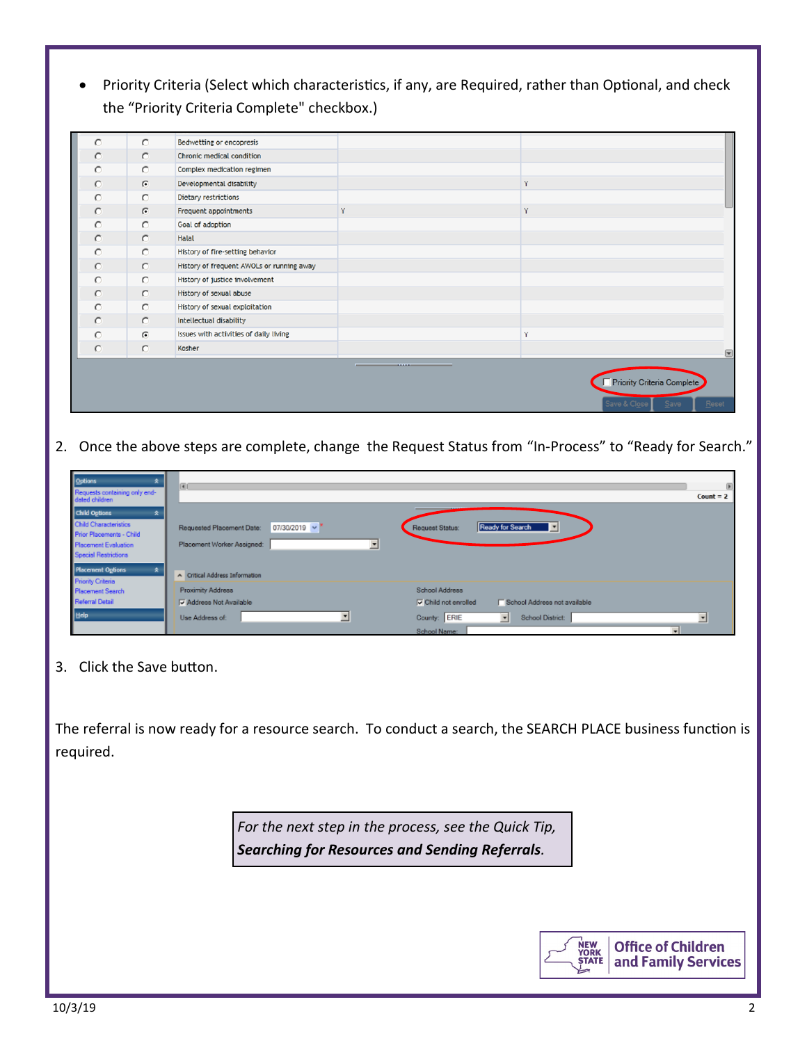- Priority Criteria (Select which characteristics, if any, are Required, rather than Optional, and check the "Priority Criteria Complete" checkbox.)

2. Once the above steps are complete, change the Request Status from "In-Process" to "Ready for Search."

3. Click the Save button.

The referral is now ready for a resource search. To conduct a search, the SEARCH PLACE business function is required.

*For the next step in the process, see the Quick Tip,* ***Searching for Resources and Sending Referrals****.*

Office of Children and Family Services